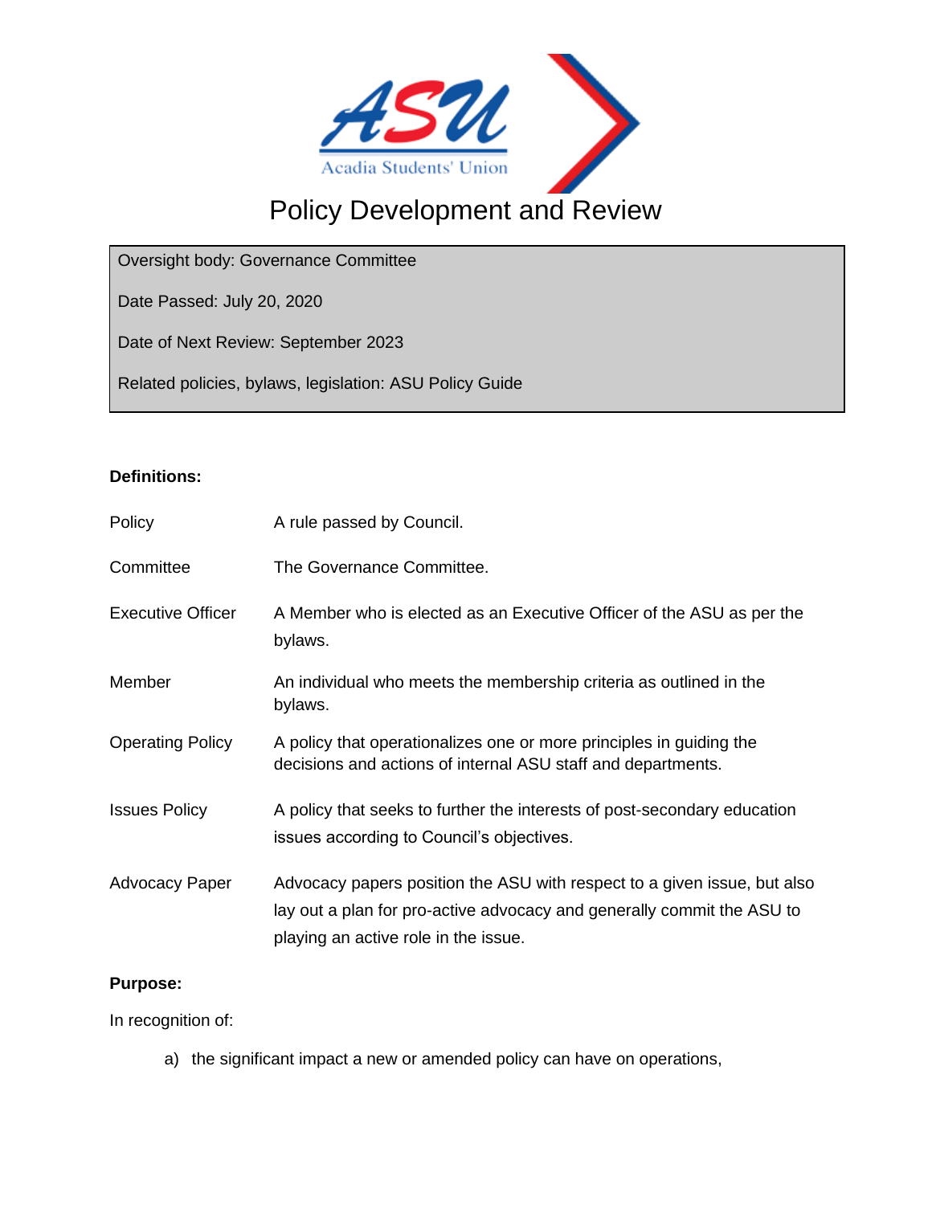# Policy Development and Review

| |
|---|
| Oversight body: Governance Committee |
| Date Passed: July 20, 2020 |
| Date of Next Review: September 2023 |
| Related policies, bylaws, legislation: ASU Policy Guide |

**Definitions:**

| | |
|---|---|
| Policy | A rule passed by Council. |
| Committee | The Governance Committee. |
| Executive Officer | A Member who is elected as an Executive Officer of the ASU as per the bylaws. |
| Member | An individual who meets the membership criteria as outlined in the bylaws. |
| Operating Policy | A policy that operationalizes one or more principles in guiding the decisions and actions of internal ASU staff and departments. |
| Issues Policy | A policy that seeks to further the interests of post-secondary education issues according to Council's objectives. |
| Advocacy Paper | Advocacy papers position the ASU with respect to a given issue, but also lay out a plan for pro-active advocacy and generally commit the ASU to playing an active role in the issue. |

**Purpose:**

In recognition of:

a) the significant impact a new or amended policy can have on operations,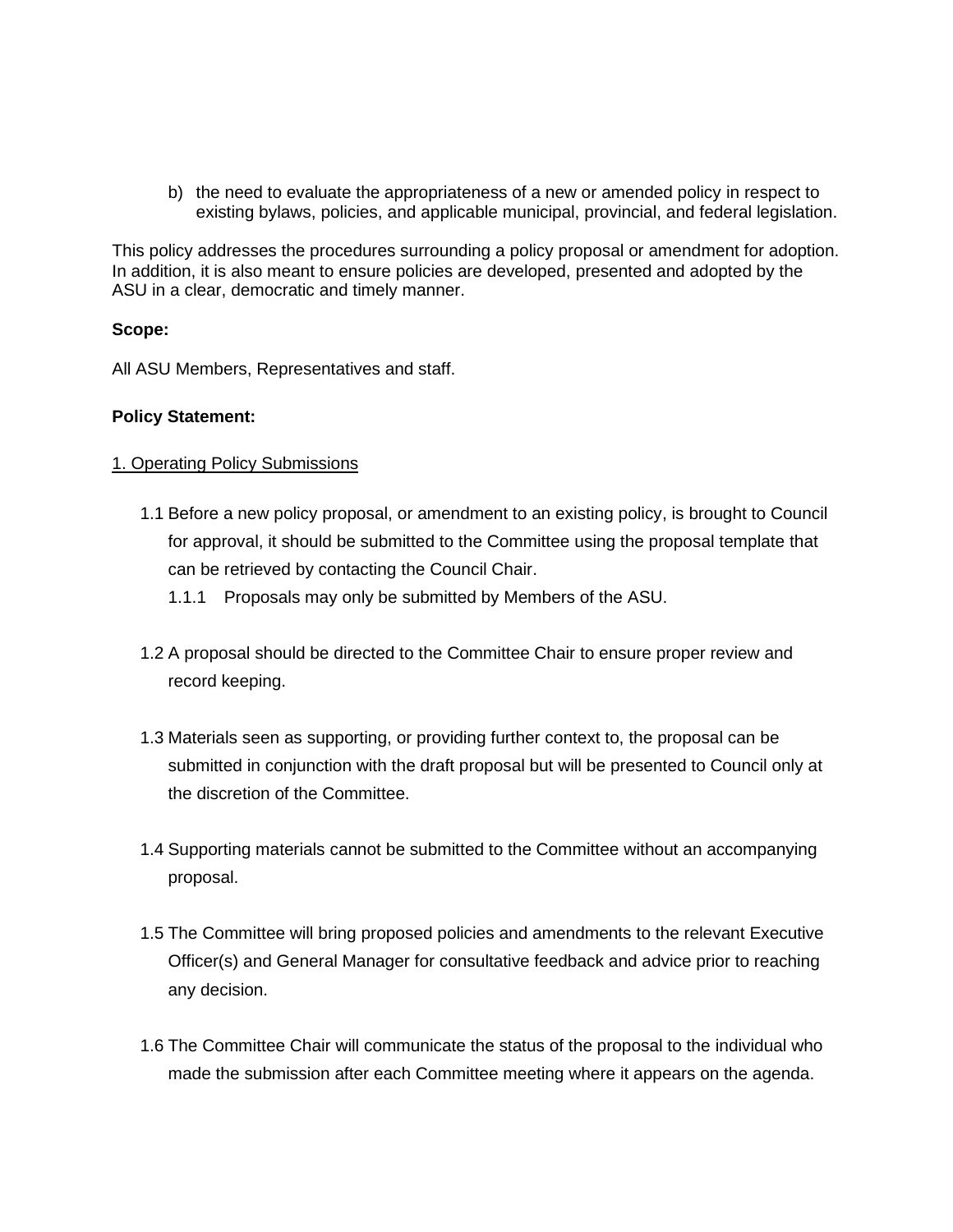b) the need to evaluate the appropriateness of a new or amended policy in respect to existing bylaws, policies, and applicable municipal, provincial, and federal legislation.

This policy addresses the procedures surrounding a policy proposal or amendment for adoption. In addition, it is also meant to ensure policies are developed, presented and adopted by the ASU in a clear, democratic and timely manner.

**Scope:**

All ASU Members, Representatives and staff.

**Policy Statement:**

<u>1. Operating Policy Submissions</u>

1.1 Before a new policy proposal, or amendment to an existing policy, is brought to Council for approval, it should be submitted to the Committee using the proposal template that can be retrieved by contacting the Council Chair.

   1.1.1 Proposals may only be submitted by Members of the ASU.

1.2 A proposal should be directed to the Committee Chair to ensure proper review and record keeping.

1.3 Materials seen as supporting, or providing further context to, the proposal can be submitted in conjunction with the draft proposal but will be presented to Council only at the discretion of the Committee.

1.4 Supporting materials cannot be submitted to the Committee without an accompanying proposal.

1.5 The Committee will bring proposed policies and amendments to the relevant Executive Officer(s) and General Manager for consultative feedback and advice prior to reaching any decision.

1.6 The Committee Chair will communicate the status of the proposal to the individual who made the submission after each Committee meeting where it appears on the agenda.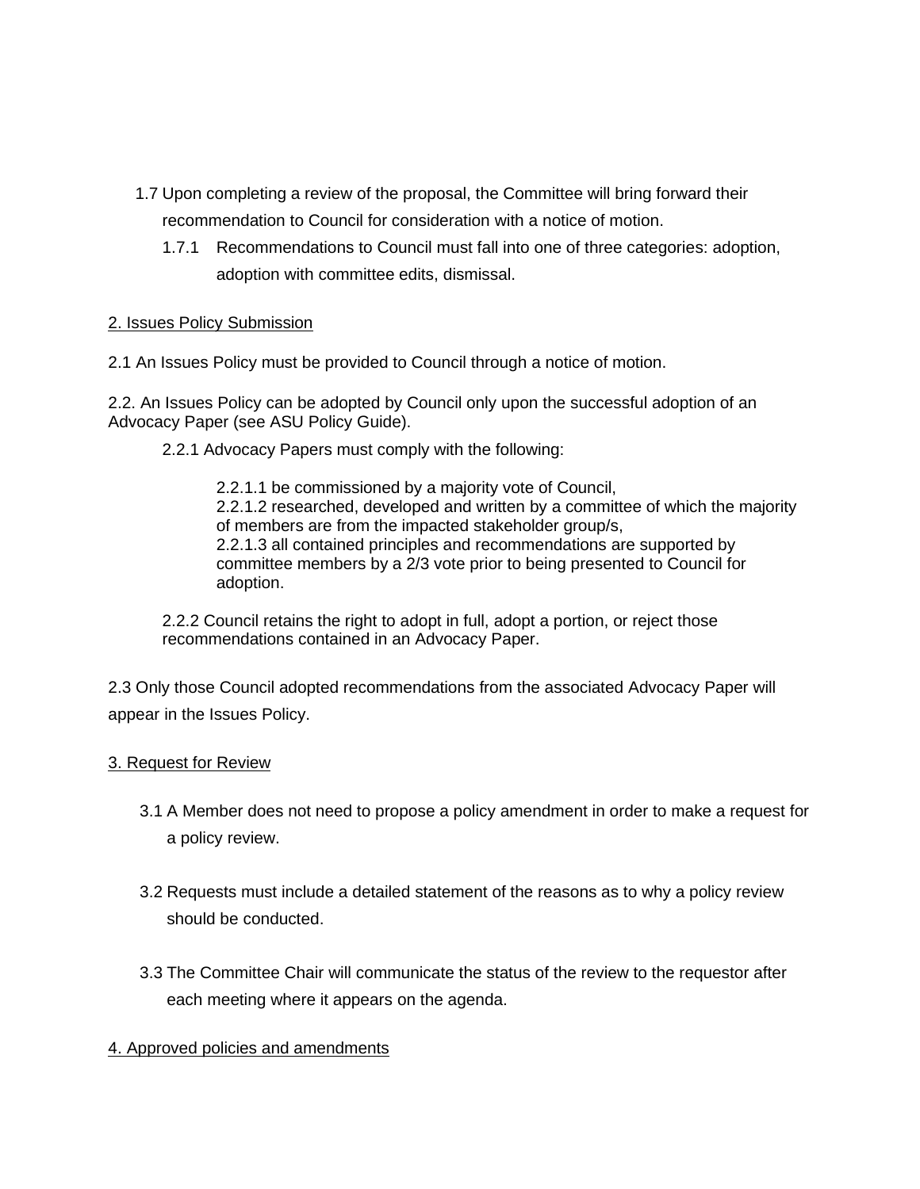1.7 Upon completing a review of the proposal, the Committee will bring forward their recommendation to Council for consideration with a notice of motion.

1.7.1 Recommendations to Council must fall into one of three categories: adoption, adoption with committee edits, dismissal.

## 2. Issues Policy Submission

2.1 An Issues Policy must be provided to Council through a notice of motion.

2.2. An Issues Policy can be adopted by Council only upon the successful adoption of an Advocacy Paper (see ASU Policy Guide).

2.2.1 Advocacy Papers must comply with the following:

2.2.1.1 be commissioned by a majority vote of Council,
2.2.1.2 researched, developed and written by a committee of which the majority of members are from the impacted stakeholder group/s,
2.2.1.3 all contained principles and recommendations are supported by committee members by a 2/3 vote prior to being presented to Council for adoption.

2.2.2 Council retains the right to adopt in full, adopt a portion, or reject those recommendations contained in an Advocacy Paper.

2.3 Only those Council adopted recommendations from the associated Advocacy Paper will appear in the Issues Policy.

## 3. Request for Review

3.1 A Member does not need to propose a policy amendment in order to make a request for a policy review.

3.2 Requests must include a detailed statement of the reasons as to why a policy review should be conducted.

3.3 The Committee Chair will communicate the status of the review to the requestor after each meeting where it appears on the agenda.

## 4. Approved policies and amendments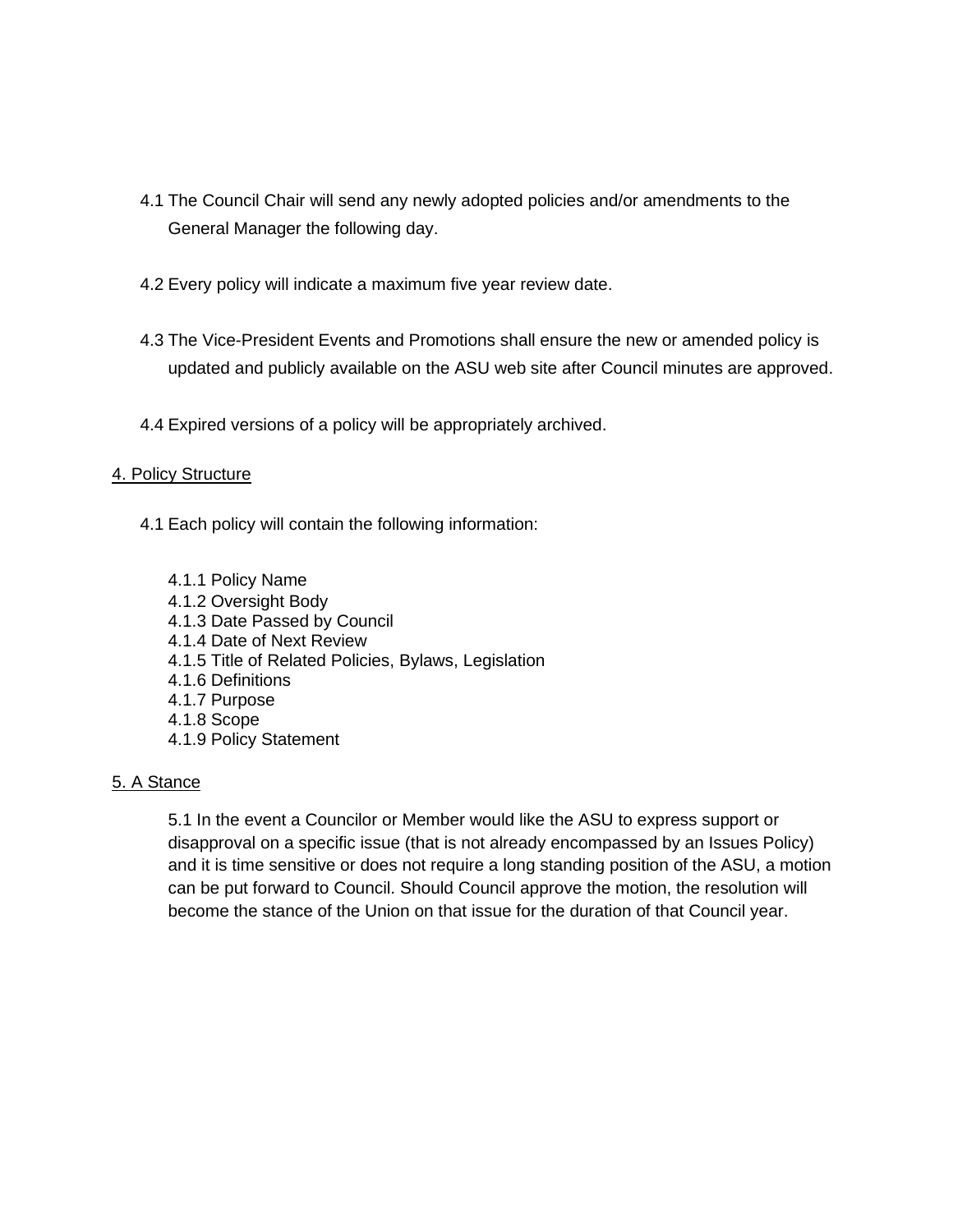4.1 The Council Chair will send any newly adopted policies and/or amendments to the General Manager the following day.

4.2 Every policy will indicate a maximum five year review date.

4.3 The Vice-President Events and Promotions shall ensure the new or amended policy is updated and publicly available on the ASU web site after Council minutes are approved.

4.4 Expired versions of a policy will be appropriately archived.

## 4. Policy Structure

4.1 Each policy will contain the following information:

4.1.1 Policy Name
4.1.2 Oversight Body
4.1.3 Date Passed by Council
4.1.4 Date of Next Review
4.1.5 Title of Related Policies, Bylaws, Legislation
4.1.6 Definitions
4.1.7 Purpose
4.1.8 Scope
4.1.9 Policy Statement

## 5. A Stance

5.1 In the event a Councilor or Member would like the ASU to express support or disapproval on a specific issue (that is not already encompassed by an Issues Policy) and it is time sensitive or does not require a long standing position of the ASU, a motion can be put forward to Council. Should Council approve the motion, the resolution will become the stance of the Union on that issue for the duration of that Council year.